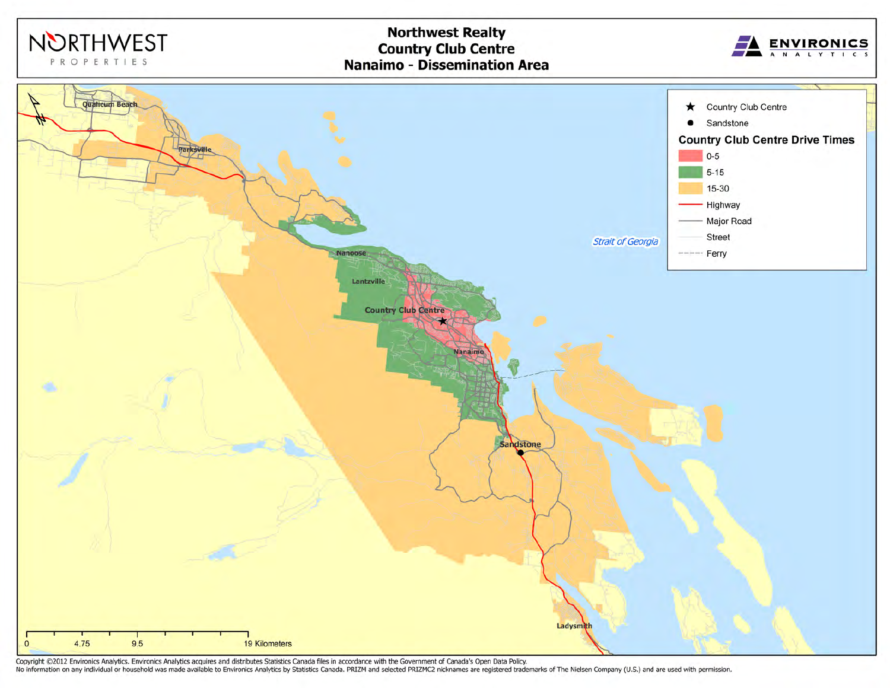NORTHWEST PROPERTIES

# Northwest Realty
# Country Club Centre
# Nanaimo - Dissemination Area

ENVIRONICS ANALYTICS

★ Country Club Centre

● Sandstone

**Country Club Centre Drive Times**

0-5

5-15

15-30

Highway

Major Road

Street

Ferry

Qualicum Beach

Parksville

Nanoose

Lantzville

Country Club Centre

Nanaimo

Sandstone

Ladysmith

Strait of Georgia

0

4.75

9.5

19 Kilometers

Copyright ©2012 Environics Analytics. Environics Analytics acquires and distributes Statistics Canada files in accordance with the Government of Canada's Open Data Policy.
No information on any individual or household was made available to Environics Analytics by Statistics Canada. PRIZM and selected PRIZMC2 nicknames are registered trademarks of The Nielsen Company (U.S.) and are used with permission.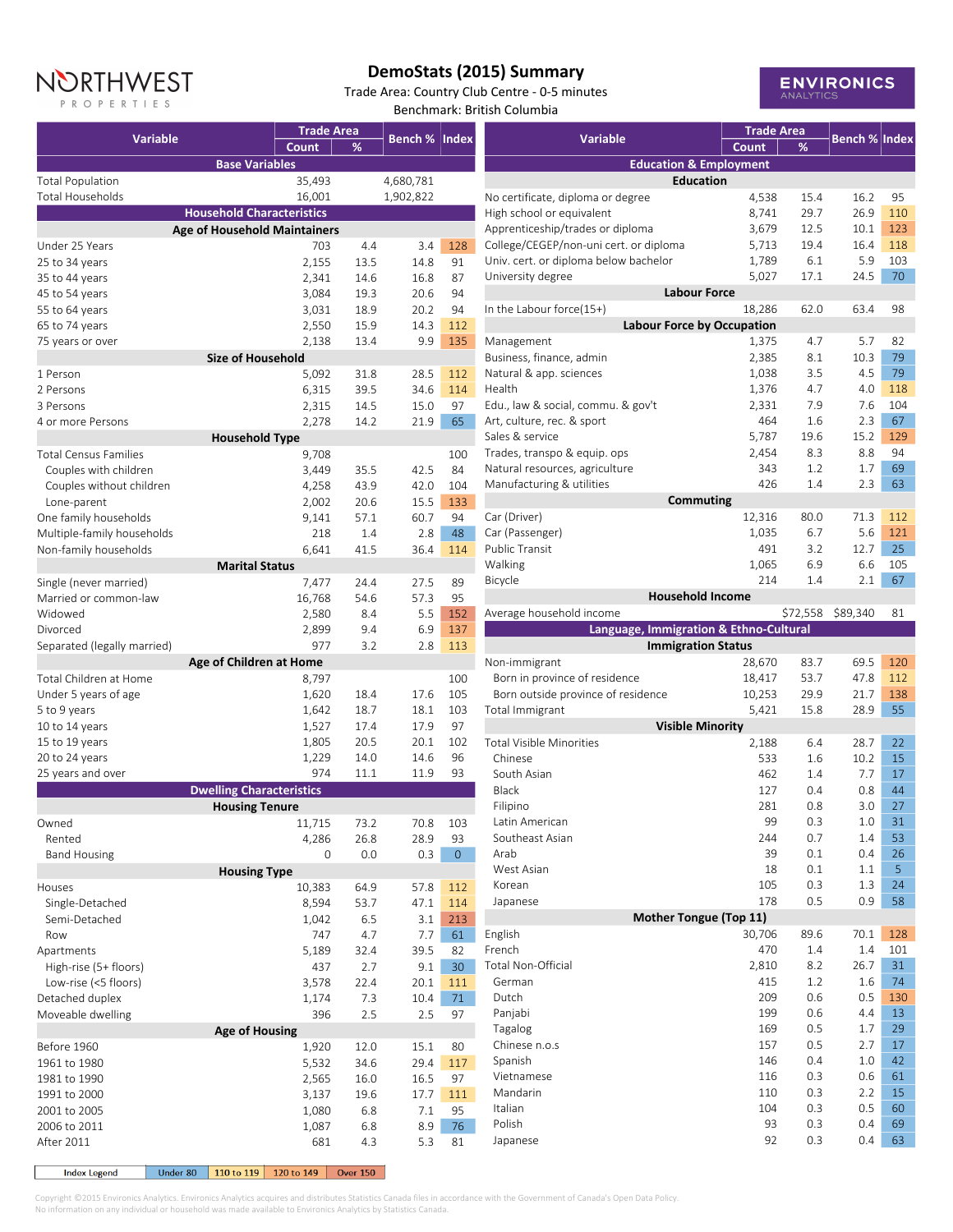# DemoStats (2015) Summary

Trade Area: Country Club Centre - 0-5 minutes

Benchmark: British Columbia

NORTHWEST PROPERTIES

ENVIRONICS ANALYTICS

| Variable | Trade Area Count | Trade Area % | Bench % | Index |
|---|---|---|---|---|
| **Base Variables** | | | | |
| Total Population | 35,493 | | 4,680,781 | |
| Total Households | 16,001 | | 1,902,822 | |
| **Household Characteristics** | | | | |
| **Age of Household Maintainers** | | | | |
| Under 25 Years | 703 | 4.4 | 3.4 | 128 |
| 25 to 34 years | 2,155 | 13.5 | 14.8 | 91 |
| 35 to 44 years | 2,341 | 14.6 | 16.8 | 87 |
| 45 to 54 years | 3,084 | 19.3 | 20.6 | 94 |
| 55 to 64 years | 3,031 | 18.9 | 20.2 | 94 |
| 65 to 74 years | 2,550 | 15.9 | 14.3 | 112 |
| 75 years or over | 2,138 | 13.4 | 9.9 | 135 |
| **Size of Household** | | | | |
| 1 Person | 5,092 | 31.8 | 28.5 | 112 |
| 2 Persons | 6,315 | 39.5 | 34.6 | 114 |
| 3 Persons | 2,315 | 14.5 | 15.0 | 97 |
| 4 or more Persons | 2,278 | 14.2 | 21.9 | 65 |
| **Household Type** | | | | |
| Total Census Families | 9,708 | | | 100 |
| Couples with children | 3,449 | 35.5 | 42.5 | 84 |
| Couples without children | 4,258 | 43.9 | 42.0 | 104 |
| Lone-parent | 2,002 | 20.6 | 15.5 | 133 |
| One family households | 9,141 | 57.1 | 60.7 | 94 |
| Multiple-family households | 218 | 1.4 | 2.8 | 48 |
| Non-family households | 6,641 | 41.5 | 36.4 | 114 |
| **Marital Status** | | | | |
| Single (never married) | 7,477 | 24.4 | 27.5 | 89 |
| Married or common-law | 16,768 | 54.6 | 57.3 | 95 |
| Widowed | 2,580 | 8.4 | 5.5 | 152 |
| Divorced | 2,899 | 9.4 | 6.9 | 137 |
| Separated (legally married) | 977 | 3.2 | 2.8 | 113 |
| **Age of Children at Home** | | | | |
| Total Children at Home | 8,797 | | | 100 |
| Under 5 years of age | 1,620 | 18.4 | 17.6 | 105 |
| 5 to 9 years | 1,642 | 18.7 | 18.1 | 103 |
| 10 to 14 years | 1,527 | 17.4 | 17.9 | 97 |
| 15 to 19 years | 1,805 | 20.5 | 20.1 | 102 |
| 20 to 24 years | 1,229 | 14.0 | 14.6 | 96 |
| 25 years and over | 974 | 11.1 | 11.9 | 93 |
| **Dwelling Characteristics** | | | | |
| **Housing Tenure** | | | | |
| Owned | 11,715 | 73.2 | 70.8 | 103 |
| Rented | 4,286 | 26.8 | 28.9 | 93 |
| Band Housing | 0 | 0.0 | 0.3 | 0 |
| **Housing Type** | | | | |
| Houses | 10,383 | 64.9 | 57.8 | 112 |
| Single-Detached | 8,594 | 53.7 | 47.1 | 114 |
| Semi-Detached | 1,042 | 6.5 | 3.1 | 213 |
| Row | 747 | 4.7 | 7.7 | 61 |
| Apartments | 5,189 | 32.4 | 39.5 | 82 |
| High-rise (5+ floors) | 437 | 2.7 | 9.1 | 30 |
| Low-rise (<5 floors) | 3,578 | 22.4 | 20.1 | 111 |
| Detached duplex | 1,174 | 7.3 | 10.4 | 71 |
| Moveable dwelling | 396 | 2.5 | 2.5 | 97 |
| **Age of Housing** | | | | |
| Before 1960 | 1,920 | 12.0 | 15.1 | 80 |
| 1961 to 1980 | 5,532 | 34.6 | 29.4 | 117 |
| 1981 to 1990 | 2,565 | 16.0 | 16.5 | 97 |
| 1991 to 2000 | 3,137 | 19.6 | 17.7 | 111 |
| 2001 to 2005 | 1,080 | 6.8 | 7.1 | 95 |
| 2006 to 2011 | 1,087 | 6.8 | 8.9 | 76 |
| After 2011 | 681 | 4.3 | 5.3 | 81 |

| Variable | Trade Area Count | Trade Area % | Bench % | Index |
|---|---|---|---|---|
| **Education & Employment** | | | | |
| **Education** | | | | |
| No certificate, diploma or degree | 4,538 | 15.4 | 16.2 | 95 |
| High school or equivalent | 8,741 | 29.7 | 26.9 | 110 |
| Apprenticeship/trades or diploma | 3,679 | 12.5 | 10.1 | 123 |
| College/CEGEP/non-uni cert. or diploma | 5,713 | 19.4 | 16.4 | 118 |
| Univ. cert. or diploma below bachelor | 1,789 | 6.1 | 5.9 | 103 |
| University degree | 5,027 | 17.1 | 24.5 | 70 |
| **Labour Force** | | | | |
| In the Labour force(15+) | 18,286 | 62.0 | 63.4 | 98 |
| **Labour Force by Occupation** | | | | |
| Management | 1,375 | 4.7 | 5.7 | 82 |
| Business, finance, admin | 2,385 | 8.1 | 10.3 | 79 |
| Natural & app. sciences | 1,038 | 3.5 | 4.5 | 79 |
| Health | 1,376 | 4.7 | 4.0 | 118 |
| Edu., law & social, commu. & gov't | 2,331 | 7.9 | 7.6 | 104 |
| Art, culture, rec. & sport | 464 | 1.6 | 2.3 | 67 |
| Sales & service | 5,787 | 19.6 | 15.2 | 129 |
| Trades, transpo & equip. ops | 2,454 | 8.3 | 8.8 | 94 |
| Natural resources, agriculture | 343 | 1.2 | 1.7 | 69 |
| Manufacturing & utilities | 426 | 1.4 | 2.3 | 63 |
| **Commuting** | | | | |
| Car (Driver) | 12,316 | 80.0 | 71.3 | 112 |
| Car (Passenger) | 1,035 | 6.7 | 5.6 | 121 |
| Public Transit | 491 | 3.2 | 12.7 | 25 |
| Walking | 1,065 | 6.9 | 6.6 | 105 |
| Bicycle | 214 | 1.4 | 2.1 | 67 |
| **Household Income** | | | | |
| Average household income | | $72,558 | $89,340 | 81 |
| **Language, Immigration & Ethno-Cultural** | | | | |
| **Immigration Status** | | | | |
| Non-immigrant | 28,670 | 83.7 | 69.5 | 120 |
| Born in province of residence | 18,417 | 53.7 | 47.8 | 112 |
| Born outside province of residence | 10,253 | 29.9 | 21.7 | 138 |
| Total Immigrant | 5,421 | 15.8 | 28.9 | 55 |
| **Visible Minority** | | | | |
| Total Visible Minorities | 2,188 | 6.4 | 28.7 | 22 |
| Chinese | 533 | 1.6 | 10.2 | 15 |
| South Asian | 462 | 1.4 | 7.7 | 17 |
| Black | 127 | 0.4 | 0.8 | 44 |
| Filipino | 281 | 0.8 | 3.0 | 27 |
| Latin American | 99 | 0.3 | 1.0 | 31 |
| Southeast Asian | 244 | 0.7 | 1.4 | 53 |
| Arab | 39 | 0.1 | 0.4 | 26 |
| West Asian | 18 | 0.1 | 1.1 | 5 |
| Korean | 105 | 0.3 | 1.3 | 24 |
| Japanese | 178 | 0.5 | 0.9 | 58 |
| **Mother Tongue (Top 11)** | | | | |
| English | 30,706 | 89.6 | 70.1 | 128 |
| French | 470 | 1.4 | 1.4 | 101 |
| Total Non-Official | 2,810 | 8.2 | 26.7 | 31 |
| German | 415 | 1.2 | 1.6 | 74 |
| Dutch | 209 | 0.6 | 0.5 | 130 |
| Panjabi | 199 | 0.6 | 4.4 | 13 |
| Tagalog | 169 | 0.5 | 1.7 | 29 |
| Chinese n.o.s | 157 | 0.5 | 2.7 | 17 |
| Spanish | 146 | 0.4 | 1.0 | 42 |
| Vietnamese | 116 | 0.3 | 0.6 | 61 |
| Mandarin | 110 | 0.3 | 2.2 | 15 |
| Italian | 104 | 0.3 | 0.5 | 60 |
| Polish | 93 | 0.3 | 0.4 | 69 |
| Japanese | 92 | 0.3 | 0.4 | 63 |

Index Legend: Under 80 | 110 to 119 | 120 to 149 | Over 150

Copyright ©2015 Environics Analytics. Environics Analytics acquires and distributes Statistics Canada files in accordance with the Government of Canada's Open Data Policy. No information on any individual or household was made available to Environics Analytics by Statistics Canada.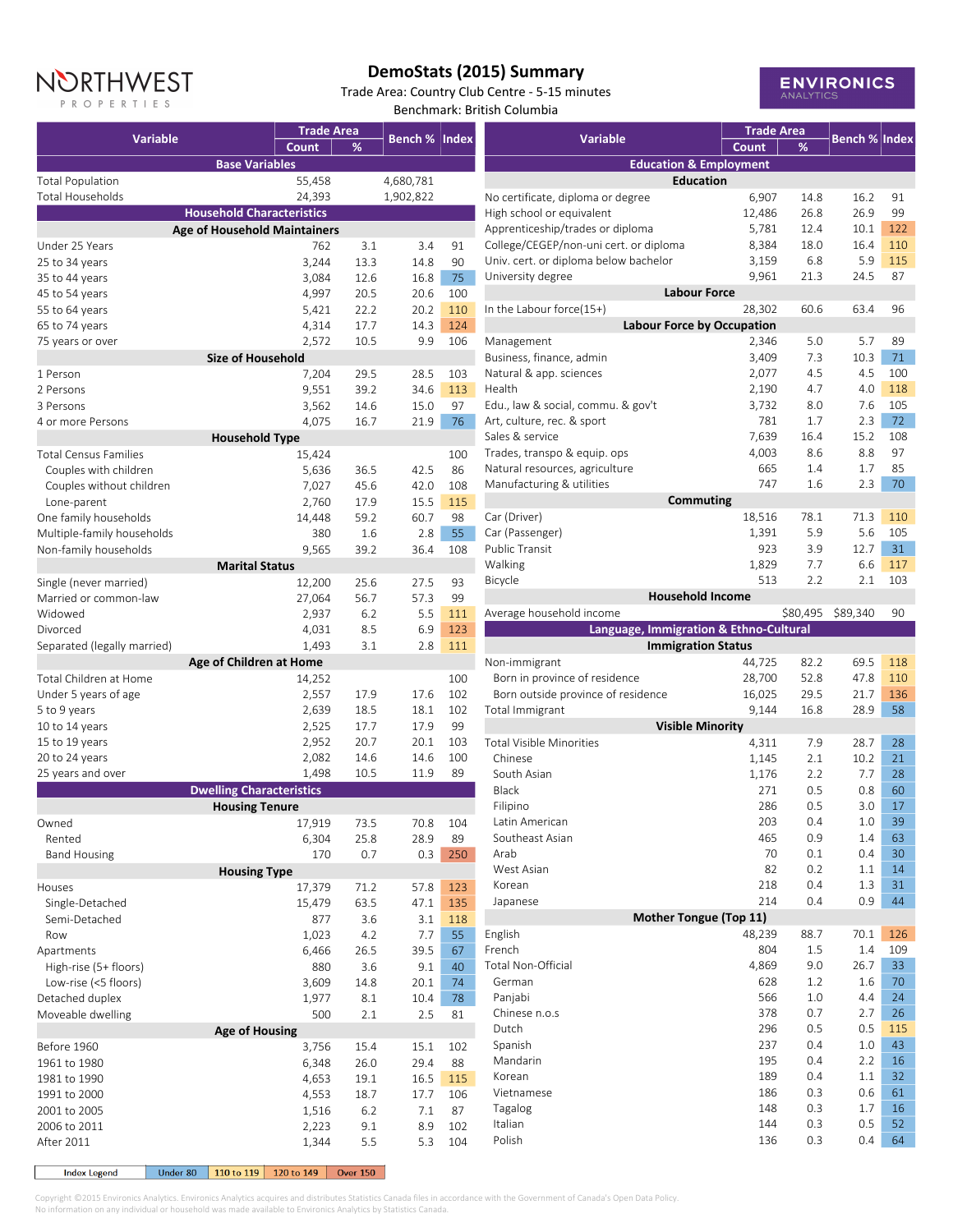# DemoStats (2015) Summary

Trade Area: Country Club Centre - 5-15 minutes

Benchmark: British Columbia

NORTHWEST PROPERTIES

ENVIRONICS ANALYTICS

| Variable | Trade Area Count | Trade Area % | Bench % | Index |
|---|---|---|---|---|
| **Base Variables** | | | | |
| Total Population | 55,458 | | 4,680,781 | |
| Total Households | 24,393 | | 1,902,822 | |
| **Household Characteristics** | | | | |
| **Age of Household Maintainers** | | | | |
| Under 25 Years | 762 | 3.1 | 3.4 | 91 |
| 25 to 34 years | 3,244 | 13.3 | 14.8 | 90 |
| 35 to 44 years | 3,084 | 12.6 | 16.8 | 75 |
| 45 to 54 years | 4,997 | 20.5 | 20.6 | 100 |
| 55 to 64 years | 5,421 | 22.2 | 20.2 | 110 |
| 65 to 74 years | 4,314 | 17.7 | 14.3 | 124 |
| 75 years or over | 2,572 | 10.5 | 9.9 | 106 |
| **Size of Household** | | | | |
| 1 Person | 7,204 | 29.5 | 28.5 | 103 |
| 2 Persons | 9,551 | 39.2 | 34.6 | 113 |
| 3 Persons | 3,562 | 14.6 | 15.0 | 97 |
| 4 or more Persons | 4,075 | 16.7 | 21.9 | 76 |
| **Household Type** | | | | |
| Total Census Families | 15,424 | | | 100 |
| Couples with children | 5,636 | 36.5 | 42.5 | 86 |
| Couples without children | 7,027 | 45.6 | 42.0 | 108 |
| Lone-parent | 2,760 | 17.9 | 15.5 | 115 |
| One family households | 14,448 | 59.2 | 60.7 | 98 |
| Multiple-family households | 380 | 1.6 | 2.8 | 55 |
| Non-family households | 9,565 | 39.2 | 36.4 | 108 |
| **Marital Status** | | | | |
| Single (never married) | 12,200 | 25.6 | 27.5 | 93 |
| Married or common-law | 27,064 | 56.7 | 57.3 | 99 |
| Widowed | 2,937 | 6.2 | 5.5 | 111 |
| Divorced | 4,031 | 8.5 | 6.9 | 123 |
| Separated (legally married) | 1,493 | 3.1 | 2.8 | 111 |
| **Age of Children at Home** | | | | |
| Total Children at Home | 14,252 | | | 100 |
| Under 5 years of age | 2,557 | 17.9 | 17.6 | 102 |
| 5 to 9 years | 2,639 | 18.5 | 18.1 | 102 |
| 10 to 14 years | 2,525 | 17.7 | 17.9 | 99 |
| 15 to 19 years | 2,952 | 20.7 | 20.1 | 103 |
| 20 to 24 years | 2,082 | 14.6 | 14.6 | 100 |
| 25 years and over | 1,498 | 10.5 | 11.9 | 89 |
| **Dwelling Characteristics** | | | | |
| **Housing Tenure** | | | | |
| Owned | 17,919 | 73.5 | 70.8 | 104 |
| Rented | 6,304 | 25.8 | 28.9 | 89 |
| Band Housing | 170 | 0.7 | 0.3 | 250 |
| **Housing Type** | | | | |
| Houses | 17,379 | 71.2 | 57.8 | 123 |
| Single-Detached | 15,479 | 63.5 | 47.1 | 135 |
| Semi-Detached | 877 | 3.6 | 3.1 | 118 |
| Row | 1,023 | 4.2 | 7.7 | 55 |
| Apartments | 6,466 | 26.5 | 39.5 | 67 |
| High-rise (5+ floors) | 880 | 3.6 | 9.1 | 40 |
| Low-rise (<5 floors) | 3,609 | 14.8 | 20.1 | 74 |
| Detached duplex | 1,977 | 8.1 | 10.4 | 78 |
| Moveable dwelling | 500 | 2.1 | 2.5 | 81 |
| **Age of Housing** | | | | |
| Before 1960 | 3,756 | 15.4 | 15.1 | 102 |
| 1961 to 1980 | 6,348 | 26.0 | 29.4 | 88 |
| 1981 to 1990 | 4,653 | 19.1 | 16.5 | 115 |
| 1991 to 2000 | 4,553 | 18.7 | 17.7 | 106 |
| 2001 to 2005 | 1,516 | 6.2 | 7.1 | 87 |
| 2006 to 2011 | 2,223 | 9.1 | 8.9 | 102 |
| After 2011 | 1,344 | 5.5 | 5.3 | 104 |

| Variable | Trade Area Count | Trade Area % | Bench % | Index |
|---|---|---|---|---|
| **Education & Employment** | | | | |
| **Education** | | | | |
| No certificate, diploma or degree | 6,907 | 14.8 | 16.2 | 91 |
| High school or equivalent | 12,486 | 26.8 | 26.9 | 99 |
| Apprenticeship/trades or diploma | 5,781 | 12.4 | 10.1 | 122 |
| College/CEGEP/non-uni cert. or diploma | 8,384 | 18.0 | 16.4 | 110 |
| Univ. cert. or diploma below bachelor | 3,159 | 6.8 | 5.9 | 115 |
| University degree | 9,961 | 21.3 | 24.5 | 87 |
| **Labour Force** | | | | |
| In the Labour force(15+) | 28,302 | 60.6 | 63.4 | 96 |
| **Labour Force by Occupation** | | | | |
| Management | 2,346 | 5.0 | 5.7 | 89 |
| Business, finance, admin | 3,409 | 7.3 | 10.3 | 71 |
| Natural & app. sciences | 2,077 | 4.5 | 4.5 | 100 |
| Health | 2,190 | 4.7 | 4.0 | 118 |
| Edu., law & social, commu. & gov't | 3,732 | 8.0 | 7.6 | 105 |
| Art, culture, rec. & sport | 781 | 1.7 | 2.3 | 72 |
| Sales & service | 7,639 | 16.4 | 15.2 | 108 |
| Trades, transpo & equip. ops | 4,003 | 8.6 | 8.8 | 97 |
| Natural resources, agriculture | 665 | 1.4 | 1.7 | 85 |
| Manufacturing & utilities | 747 | 1.6 | 2.3 | 70 |
| **Commuting** | | | | |
| Car (Driver) | 18,516 | 78.1 | 71.3 | 110 |
| Car (Passenger) | 1,391 | 5.9 | 5.6 | 105 |
| Public Transit | 923 | 3.9 | 12.7 | 31 |
| Walking | 1,829 | 7.7 | 6.6 | 117 |
| Bicycle | 513 | 2.2 | 2.1 | 103 |
| **Household Income** | | | | |
| Average household income | | $80,495 | $89,340 | 90 |
| **Language, Immigration & Ethno-Cultural** | | | | |
| **Immigration Status** | | | | |
| Non-immigrant | 44,725 | 82.2 | 69.5 | 118 |
| Born in province of residence | 28,700 | 52.8 | 47.8 | 110 |
| Born outside province of residence | 16,025 | 29.5 | 21.7 | 136 |
| Total Immigrant | 9,144 | 16.8 | 28.9 | 58 |
| **Visible Minority** | | | | |
| Total Visible Minorities | 4,311 | 7.9 | 28.7 | 28 |
| Chinese | 1,145 | 2.1 | 10.2 | 21 |
| South Asian | 1,176 | 2.2 | 7.7 | 28 |
| Black | 271 | 0.5 | 0.8 | 60 |
| Filipino | 286 | 0.5 | 3.0 | 17 |
| Latin American | 203 | 0.4 | 1.0 | 39 |
| Southeast Asian | 465 | 0.9 | 1.4 | 63 |
| Arab | 70 | 0.1 | 0.4 | 30 |
| West Asian | 82 | 0.2 | 1.1 | 14 |
| Korean | 218 | 0.4 | 1.3 | 31 |
| Japanese | 214 | 0.4 | 0.9 | 44 |
| **Mother Tongue (Top 11)** | | | | |
| English | 48,239 | 88.7 | 70.1 | 126 |
| French | 804 | 1.5 | 1.4 | 109 |
| Total Non-Official | 4,869 | 9.0 | 26.7 | 33 |
| German | 628 | 1.2 | 1.6 | 70 |
| Panjabi | 566 | 1.0 | 4.4 | 24 |
| Chinese n.o.s | 378 | 0.7 | 2.7 | 26 |
| Dutch | 296 | 0.5 | 0.5 | 115 |
| Spanish | 237 | 0.4 | 1.0 | 43 |
| Mandarin | 195 | 0.4 | 2.2 | 16 |
| Korean | 189 | 0.4 | 1.1 | 32 |
| Vietnamese | 186 | 0.3 | 0.6 | 61 |
| Tagalog | 148 | 0.3 | 1.7 | 16 |
| Italian | 144 | 0.3 | 0.5 | 52 |
| Polish | 136 | 0.3 | 0.4 | 64 |

Index Legend: Under 80 | 110 to 119 | 120 to 149 | Over 150

Copyright ©2015 Environics Analytics. Environics Analytics acquires and distributes Statistics Canada files in accordance with the Government of Canada's Open Data Policy. No information on any individual or household was made available to Environics Analytics by Statistics Canada.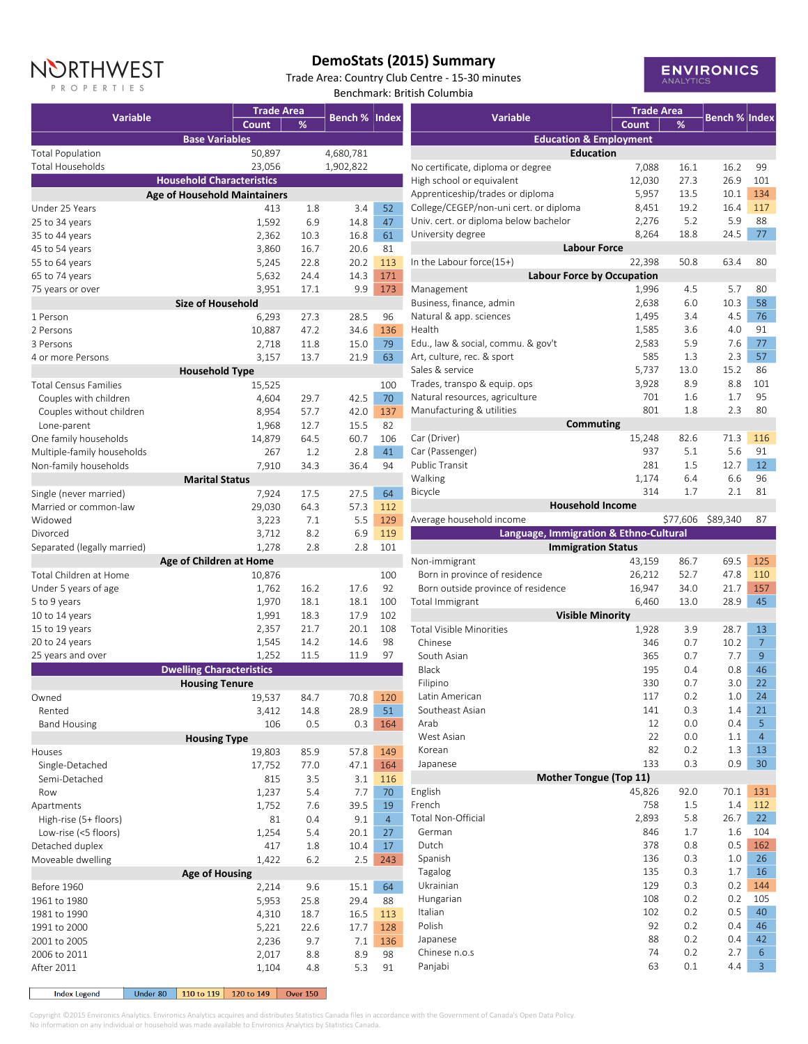Northwest Properties

# DemoStats (2015) Summary

Trade Area: Country Club Centre - 15-30 minutes

Benchmark: British Columbia

Environics Analytics

| Variable | Trade Area Count | Trade Area % | Bench % | Index |
|---|---|---|---|---|
| **Base Variables** | | | | |
| Total Population | 50,897 | | 4,680,781 | |
| Total Households | 23,056 | | 1,902,822 | |
| **Household Characteristics** | | | | |
| **Age of Household Maintainers** | | | | |
| Under 25 Years | 413 | 1.8 | 3.4 | 52 |
| 25 to 34 years | 1,592 | 6.9 | 14.8 | 47 |
| 35 to 44 years | 2,362 | 10.3 | 16.8 | 61 |
| 45 to 54 years | 3,860 | 16.7 | 20.6 | 81 |
| 55 to 64 years | 5,245 | 22.8 | 20.2 | 113 |
| 65 to 74 years | 5,632 | 24.4 | 14.3 | 171 |
| 75 years or over | 3,951 | 17.1 | 9.9 | 173 |
| **Size of Household** | | | | |
| 1 Person | 6,293 | 27.3 | 28.5 | 96 |
| 2 Persons | 10,887 | 47.2 | 34.6 | 136 |
| 3 Persons | 2,718 | 11.8 | 15.0 | 79 |
| 4 or more Persons | 3,157 | 13.7 | 21.9 | 63 |
| **Household Type** | | | | |
| Total Census Families | 15,525 | | | 100 |
| Couples with children | 4,604 | 29.7 | 42.5 | 70 |
| Couples without children | 8,954 | 57.7 | 42.0 | 137 |
| Lone-parent | 1,968 | 12.7 | 15.5 | 82 |
| One family households | 14,879 | 64.5 | 60.7 | 106 |
| Multiple-family households | 267 | 1.2 | 2.8 | 41 |
| Non-family households | 7,910 | 34.3 | 36.4 | 94 |
| **Marital Status** | | | | |
| Single (never married) | 7,924 | 17.5 | 27.5 | 64 |
| Married or common-law | 29,030 | 64.3 | 57.3 | 112 |
| Widowed | 3,223 | 7.1 | 5.5 | 129 |
| Divorced | 3,712 | 8.2 | 6.9 | 119 |
| Separated (legally married) | 1,278 | 2.8 | 2.8 | 101 |
| **Age of Children at Home** | | | | |
| Total Children at Home | 10,876 | | | 100 |
| Under 5 years of age | 1,762 | 16.2 | 17.6 | 92 |
| 5 to 9 years | 1,970 | 18.1 | 18.1 | 100 |
| 10 to 14 years | 1,991 | 18.3 | 17.9 | 102 |
| 15 to 19 years | 2,357 | 21.7 | 20.1 | 108 |
| 20 to 24 years | 1,545 | 14.2 | 14.6 | 98 |
| 25 years and over | 1,252 | 11.5 | 11.9 | 97 |
| **Dwelling Characteristics** | | | | |
| **Housing Tenure** | | | | |
| Owned | 19,537 | 84.7 | 70.8 | 120 |
| Rented | 3,412 | 14.8 | 28.9 | 51 |
| Band Housing | 106 | 0.5 | 0.3 | 164 |
| **Housing Type** | | | | |
| Houses | 19,803 | 85.9 | 57.8 | 149 |
| Single-Detached | 17,752 | 77.0 | 47.1 | 164 |
| Semi-Detached | 815 | 3.5 | 3.1 | 116 |
| Row | 1,237 | 5.4 | 7.7 | 70 |
| Apartments | 1,752 | 7.6 | 39.5 | 19 |
| High-rise (5+ floors) | 81 | 0.4 | 9.1 | 4 |
| Low-rise (<5 floors) | 1,254 | 5.4 | 20.1 | 27 |
| Detached duplex | 417 | 1.8 | 10.4 | 17 |
| Moveable dwelling | 1,422 | 6.2 | 2.5 | 243 |
| **Age of Housing** | | | | |
| Before 1960 | 2,214 | 9.6 | 15.1 | 64 |
| 1961 to 1980 | 5,953 | 25.8 | 29.4 | 88 |
| 1981 to 1990 | 4,310 | 18.7 | 16.5 | 113 |
| 1991 to 2000 | 5,221 | 22.6 | 17.7 | 128 |
| 2001 to 2005 | 2,236 | 9.7 | 7.1 | 136 |
| 2006 to 2011 | 2,017 | 8.8 | 8.9 | 98 |
| After 2011 | 1,104 | 4.8 | 5.3 | 91 |

| Variable | Trade Area Count | Trade Area % | Bench % | Index |
|---|---|---|---|---|
| **Education & Employment** | | | | |
| **Education** | | | | |
| No certificate, diploma or degree | 7,088 | 16.1 | 16.2 | 99 |
| High school or equivalent | 12,030 | 27.3 | 26.9 | 101 |
| Apprenticeship/trades or diploma | 5,957 | 13.5 | 10.1 | 134 |
| College/CEGEP/non-uni cert. or diploma | 8,451 | 19.2 | 16.4 | 117 |
| Univ. cert. or diploma below bachelor | 2,276 | 5.2 | 5.9 | 88 |
| University degree | 8,264 | 18.8 | 24.5 | 77 |
| **Labour Force** | | | | |
| In the Labour force(15+) | 22,398 | 50.8 | 63.4 | 80 |
| **Labour Force by Occupation** | | | | |
| Management | 1,996 | 4.5 | 5.7 | 80 |
| Business, finance, admin | 2,638 | 6.0 | 10.3 | 58 |
| Natural & app. sciences | 1,495 | 3.4 | 4.5 | 76 |
| Health | 1,585 | 3.6 | 4.0 | 91 |
| Edu., law & social, commu. & gov't | 2,583 | 5.9 | 7.6 | 77 |
| Art, culture, rec. & sport | 585 | 1.3 | 2.3 | 57 |
| Sales & service | 5,737 | 13.0 | 15.2 | 86 |
| Trades, transpo & equip. ops | 3,928 | 8.9 | 8.8 | 101 |
| Natural resources, agriculture | 701 | 1.6 | 1.7 | 95 |
| Manufacturing & utilities | 801 | 1.8 | 2.3 | 80 |
| **Commuting** | | | | |
| Car (Driver) | 15,248 | 82.6 | 71.3 | 116 |
| Car (Passenger) | 937 | 5.1 | 5.6 | 91 |
| Public Transit | 281 | 1.5 | 12.7 | 12 |
| Walking | 1,174 | 6.4 | 6.6 | 96 |
| Bicycle | 314 | 1.7 | 2.1 | 81 |
| **Household Income** | | | | |
| Average household income | | $77,606 | $89,340 | 87 |
| **Language, Immigration & Ethno-Cultural** | | | | |
| **Immigration Status** | | | | |
| Non-immigrant | 43,159 | 86.7 | 69.5 | 125 |
| Born in province of residence | 26,212 | 52.7 | 47.8 | 110 |
| Born outside province of residence | 16,947 | 34.0 | 21.7 | 157 |
| Total Immigrant | 6,460 | 13.0 | 28.9 | 45 |
| **Visible Minority** | | | | |
| Total Visible Minorities | 1,928 | 3.9 | 28.7 | 13 |
| Chinese | 346 | 0.7 | 10.2 | 7 |
| South Asian | 365 | 0.7 | 7.7 | 9 |
| Black | 195 | 0.4 | 0.8 | 46 |
| Filipino | 330 | 0.7 | 3.0 | 22 |
| Latin American | 117 | 0.2 | 1.0 | 24 |
| Southeast Asian | 141 | 0.3 | 1.4 | 21 |
| Arab | 12 | 0.0 | 0.4 | 5 |
| West Asian | 22 | 0.0 | 1.1 | 4 |
| Korean | 82 | 0.2 | 1.3 | 13 |
| Japanese | 133 | 0.3 | 0.9 | 30 |
| **Mother Tongue (Top 11)** | | | | |
| English | 45,826 | 92.0 | 70.1 | 131 |
| French | 758 | 1.5 | 1.4 | 112 |
| Total Non-Official | 2,893 | 5.8 | 26.7 | 22 |
| German | 846 | 1.7 | 1.6 | 104 |
| Dutch | 378 | 0.8 | 0.5 | 162 |
| Spanish | 136 | 0.3 | 1.0 | 26 |
| Tagalog | 135 | 0.3 | 1.7 | 16 |
| Ukrainian | 129 | 0.3 | 0.2 | 144 |
| Hungarian | 108 | 0.2 | 0.2 | 105 |
| Italian | 102 | 0.2 | 0.5 | 40 |
| Polish | 92 | 0.2 | 0.4 | 46 |
| Japanese | 88 | 0.2 | 0.4 | 42 |
| Chinese n.o.s | 74 | 0.2 | 2.7 | 6 |
| Panjabi | 63 | 0.1 | 4.4 | 3 |

| Index Legend | Under 80 | 110 to 119 | 120 to 149 | Over 150 |
|---|---|---|---|---|

Copyright ©2015 Environics Analytics. Environics Analytics acquires and distributes Statistics Canada files in accordance with the Government of Canada's Open Data Policy. No information on any individual or household was made available to Environics Analytics by Statistics Canada.